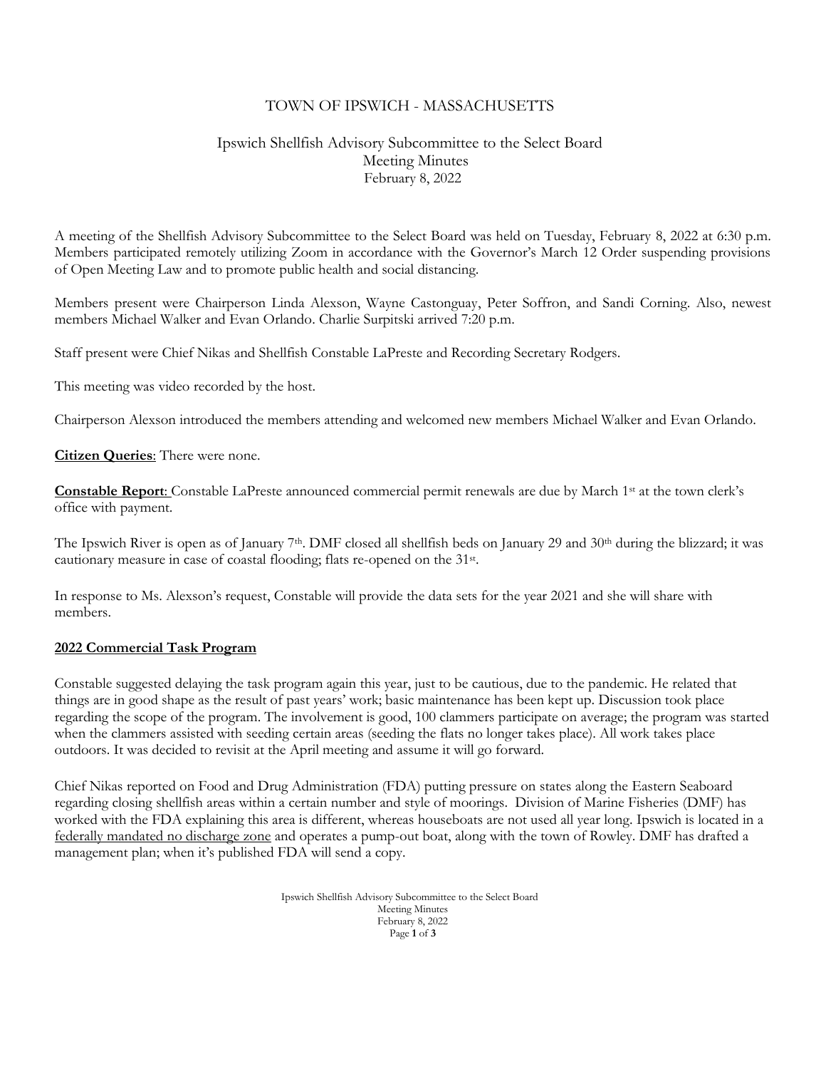# TOWN OF IPSWICH - MASSACHUSETTS

## Ipswich Shellfish Advisory Subcommittee to the Select Board
## Meeting Minutes
## February 8, 2022

A meeting of the Shellfish Advisory Subcommittee to the Select Board was held on Tuesday, February 8, 2022 at 6:30 p.m. Members participated remotely utilizing Zoom in accordance with the Governor's March 12 Order suspending provisions of Open Meeting Law and to promote public health and social distancing.

Members present were Chairperson Linda Alexson, Wayne Castonguay, Peter Soffron, and Sandi Corning. Also, newest members Michael Walker and Evan Orlando. Charlie Surpitski arrived 7:20 p.m.

Staff present were Chief Nikas and Shellfish Constable LaPreste and Recording Secretary Rodgers.

This meeting was video recorded by the host.

Chairperson Alexson introduced the members attending and welcomed new members Michael Walker and Evan Orlando.

**Citizen Queries**: There were none.

**Constable Report**: Constable LaPreste announced commercial permit renewals are due by March 1st at the town clerk's office with payment.

The Ipswich River is open as of January 7th. DMF closed all shellfish beds on January 29 and 30th during the blizzard; it was cautionary measure in case of coastal flooding; flats re-opened on the 31st.

In response to Ms. Alexson's request, Constable will provide the data sets for the year 2021 and she will share with members.

**2022 Commercial Task Program**

Constable suggested delaying the task program again this year, just to be cautious, due to the pandemic. He related that things are in good shape as the result of past years' work; basic maintenance has been kept up. Discussion took place regarding the scope of the program. The involvement is good, 100 clammers participate on average; the program was started when the clammers assisted with seeding certain areas (seeding the flats no longer takes place). All work takes place outdoors. It was decided to revisit at the April meeting and assume it will go forward.

Chief Nikas reported on Food and Drug Administration (FDA) putting pressure on states along the Eastern Seaboard regarding closing shellfish areas within a certain number and style of moorings. Division of Marine Fisheries (DMF) has worked with the FDA explaining this area is different, whereas houseboats are not used all year long. Ipswich is located in a federally mandated no discharge zone and operates a pump-out boat, along with the town of Rowley. DMF has drafted a management plan; when it's published FDA will send a copy.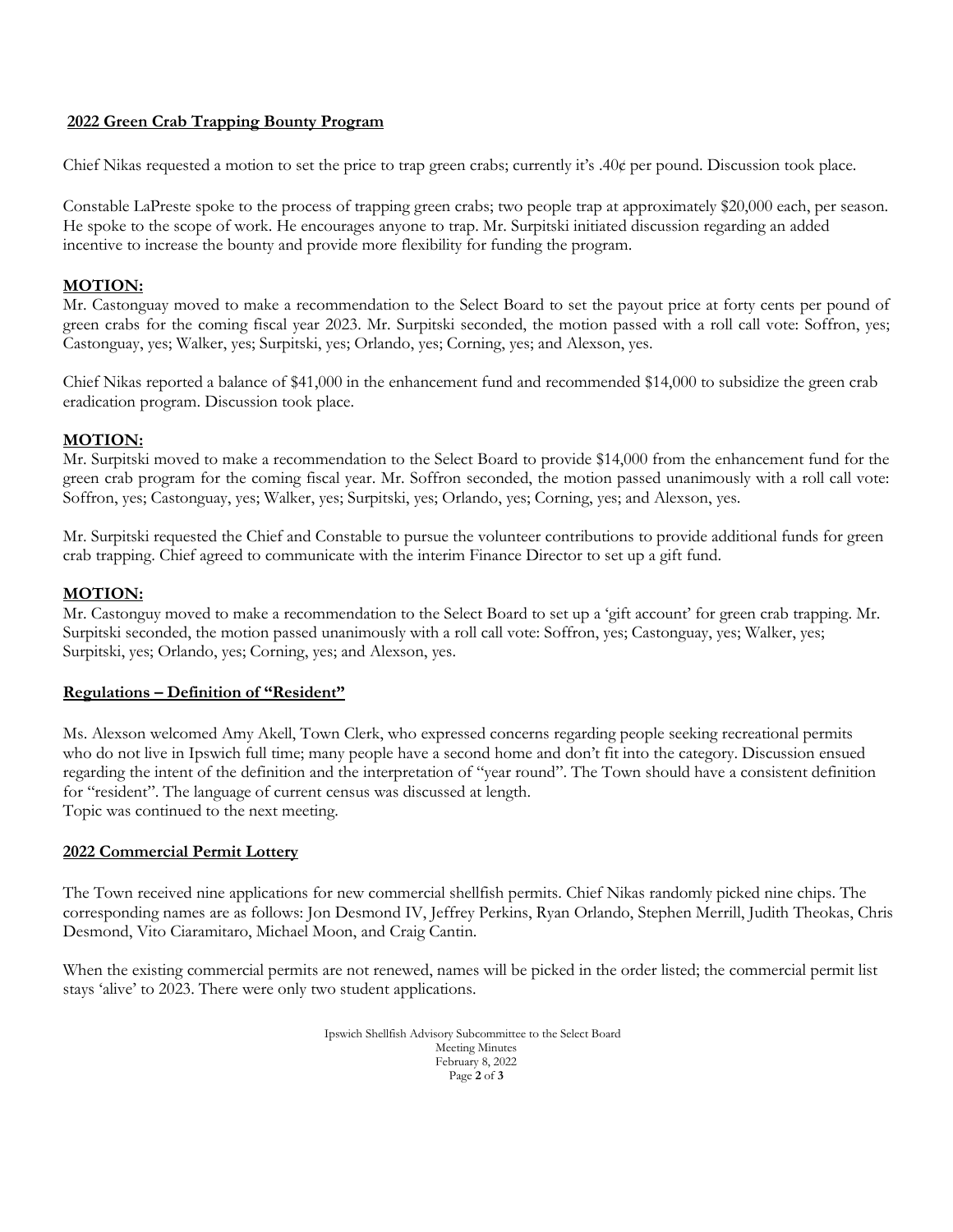## 2022 Green Crab Trapping Bounty Program

Chief Nikas requested a motion to set the price to trap green crabs; currently it's .40¢ per pound. Discussion took place.

Constable LaPreste spoke to the process of trapping green crabs; two people trap at approximately $20,000 each, per season. He spoke to the scope of work. He encourages anyone to trap. Mr. Surpitski initiated discussion regarding an added incentive to increase the bounty and provide more flexibility for funding the program.

**MOTION:**
Mr. Castonguay moved to make a recommendation to the Select Board to set the payout price at forty cents per pound of green crabs for the coming fiscal year 2023. Mr. Surpitski seconded, the motion passed with a roll call vote: Soffron, yes; Castonguay, yes; Walker, yes; Surpitski, yes; Orlando, yes; Corning, yes; and Alexson, yes.

Chief Nikas reported a balance of $41,000 in the enhancement fund and recommended $14,000 to subsidize the green crab eradication program. Discussion took place.

**MOTION:**
Mr. Surpitski moved to make a recommendation to the Select Board to provide $14,000 from the enhancement fund for the green crab program for the coming fiscal year. Mr. Soffron seconded, the motion passed unanimously with a roll call vote: Soffron, yes; Castonguay, yes; Walker, yes; Surpitski, yes; Orlando, yes; Corning, yes; and Alexson, yes.

Mr. Surpitski requested the Chief and Constable to pursue the volunteer contributions to provide additional funds for green crab trapping. Chief agreed to communicate with the interim Finance Director to set up a gift fund.

**MOTION:**
Mr. Castonguy moved to make a recommendation to the Select Board to set up a 'gift account' for green crab trapping. Mr. Surpitski seconded, the motion passed unanimously with a roll call vote: Soffron, yes; Castonguay, yes; Walker, yes; Surpitski, yes; Orlando, yes; Corning, yes; and Alexson, yes.

## Regulations – Definition of "Resident"

Ms. Alexson welcomed Amy Akell, Town Clerk, who expressed concerns regarding people seeking recreational permits who do not live in Ipswich full time; many people have a second home and don't fit into the category. Discussion ensued regarding the intent of the definition and the interpretation of "year round". The Town should have a consistent definition for "resident". The language of current census was discussed at length.
Topic was continued to the next meeting.

## 2022 Commercial Permit Lottery

The Town received nine applications for new commercial shellfish permits. Chief Nikas randomly picked nine chips. The corresponding names are as follows: Jon Desmond IV, Jeffrey Perkins, Ryan Orlando, Stephen Merrill, Judith Theokas, Chris Desmond, Vito Ciaramitaro, Michael Moon, and Craig Cantin.

When the existing commercial permits are not renewed, names will be picked in the order listed; the commercial permit list stays 'alive' to 2023. There were only two student applications.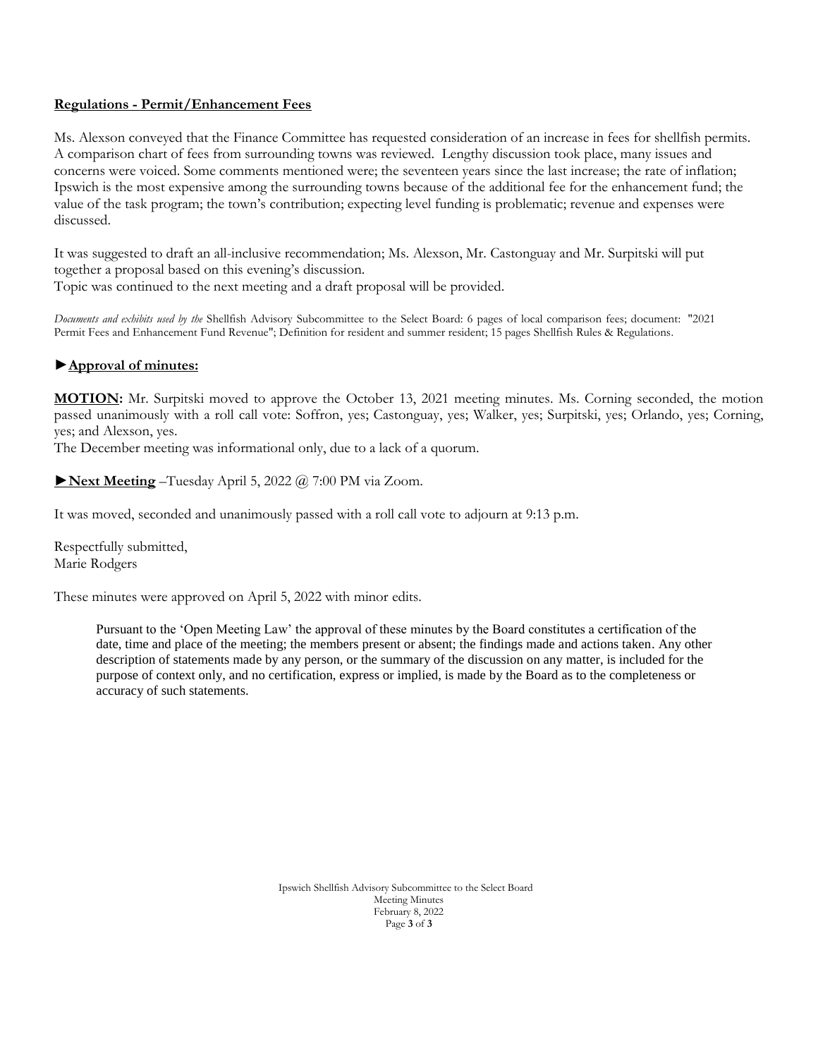**Regulations - Permit/Enhancement Fees**

Ms. Alexson conveyed that the Finance Committee has requested consideration of an increase in fees for shellfish permits. A comparison chart of fees from surrounding towns was reviewed. Lengthy discussion took place, many issues and concerns were voiced. Some comments mentioned were; the seventeen years since the last increase; the rate of inflation; Ipswich is the most expensive among the surrounding towns because of the additional fee for the enhancement fund; the value of the task program; the town's contribution; expecting level funding is problematic; revenue and expenses were discussed.

It was suggested to draft an all-inclusive recommendation; Ms. Alexson, Mr. Castonguay and Mr. Surpitski will put together a proposal based on this evening's discussion.
Topic was continued to the next meeting and a draft proposal will be provided.

*Documents and exhibits used by the* Shellfish Advisory Subcommittee to the Select Board: 6 pages of local comparison fees; document: "2021 Permit Fees and Enhancement Fund Revenue"; Definition for resident and summer resident; 15 pages Shellfish Rules & Regulations.

**►Approval of minutes:**

**MOTION:** Mr. Surpitski moved to approve the October 13, 2021 meeting minutes. Ms. Corning seconded, the motion passed unanimously with a roll call vote: Soffron, yes; Castonguay, yes; Walker, yes; Surpitski, yes; Orlando, yes; Corning, yes; and Alexson, yes.
The December meeting was informational only, due to a lack of a quorum.

**►Next Meeting** –Tuesday April 5, 2022 @ 7:00 PM via Zoom.

It was moved, seconded and unanimously passed with a roll call vote to adjourn at 9:13 p.m.

Respectfully submitted,
Marie Rodgers

These minutes were approved on April 5, 2022 with minor edits.

Pursuant to the 'Open Meeting Law' the approval of these minutes by the Board constitutes a certification of the date, time and place of the meeting; the members present or absent; the findings made and actions taken. Any other description of statements made by any person, or the summary of the discussion on any matter, is included for the purpose of context only, and no certification, express or implied, is made by the Board as to the completeness or accuracy of such statements.